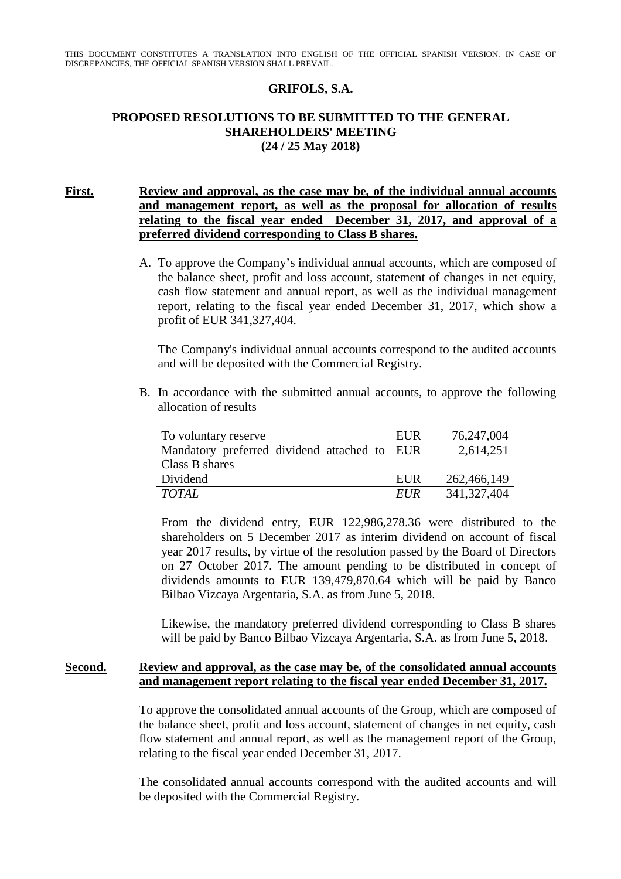THIS DOCUMENT CONSTITUTES A TRANSLATION INTO ENGLISH OF THE OFFICIAL SPANISH VERSION. IN CASE OF DISCREPANCIES, THE OFFICIAL SPANISH VERSION SHALL PREVAIL.

# GRIFOLS, S.A.

## PROPOSED RESOLUTIONS TO BE SUBMITTED TO THE GENERAL SHAREHOLDERS' MEETING (24 / 25 May 2018)

---

**First.** **Review and approval, as the case may be, of the individual annual accounts and management report, as well as the proposal for allocation of results relating to the fiscal year ended December 31, 2017, and approval of a preferred dividend corresponding to Class B shares.**

A. To approve the Company's individual annual accounts, which are composed of the balance sheet, profit and loss account, statement of changes in net equity, cash flow statement and annual report, as well as the individual management report, relating to the fiscal year ended December 31, 2017, which show a profit of EUR 341,327,404.

   The Company's individual annual accounts correspond to the audited accounts and will be deposited with the Commercial Registry.

B. In accordance with the submitted annual accounts, to approve the following allocation of results

| | | |
|---|---|---|
| To voluntary reserve | EUR | 76,247,004 |
| Mandatory preferred dividend attached to Class B shares | EUR | 2,614,251 |
| Dividend | EUR | 262,466,149 |
| *TOTAL* | *EUR* | 341,327,404 |

   From the dividend entry, EUR 122,986,278.36 were distributed to the shareholders on 5 December 2017 as interim dividend on account of fiscal year 2017 results, by virtue of the resolution passed by the Board of Directors on 27 October 2017. The amount pending to be distributed in concept of dividends amounts to EUR 139,479,870.64 which will be paid by Banco Bilbao Vizcaya Argentaria, S.A. as from June 5, 2018.

   Likewise, the mandatory preferred dividend corresponding to Class B shares will be paid by Banco Bilbao Vizcaya Argentaria, S.A. as from June 5, 2018.

**Second.** **Review and approval, as the case may be, of the consolidated annual accounts and management report relating to the fiscal year ended December 31, 2017.**

To approve the consolidated annual accounts of the Group, which are composed of the balance sheet, profit and loss account, statement of changes in net equity, cash flow statement and annual report, as well as the management report of the Group, relating to the fiscal year ended December 31, 2017.

The consolidated annual accounts correspond with the audited accounts and will be deposited with the Commercial Registry.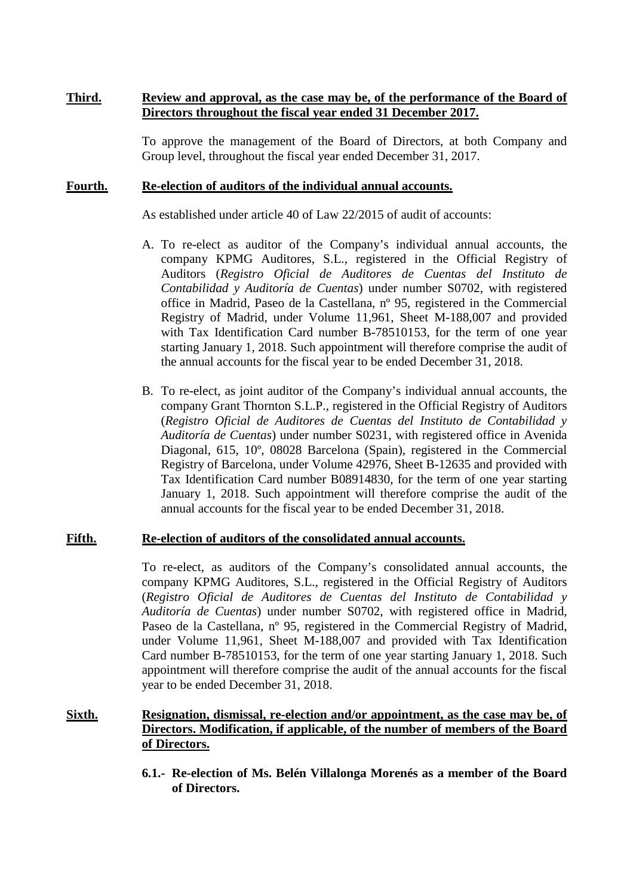**Third.** **Review and approval, as the case may be, of the performance of the Board of Directors throughout the fiscal year ended 31 December 2017.**

To approve the management of the Board of Directors, at both Company and Group level, throughout the fiscal year ended December 31, 2017.

**Fourth.** **Re-election of auditors of the individual annual accounts.**

As established under article 40 of Law 22/2015 of audit of accounts:

A. To re-elect as auditor of the Company's individual annual accounts, the company KPMG Auditores, S.L., registered in the Official Registry of Auditors (*Registro Oficial de Auditores de Cuentas del Instituto de Contabilidad y Auditoría de Cuentas*) under number S0702, with registered office in Madrid, Paseo de la Castellana, nº 95, registered in the Commercial Registry of Madrid, under Volume 11,961, Sheet M-188,007 and provided with Tax Identification Card number B-78510153, for the term of one year starting January 1, 2018. Such appointment will therefore comprise the audit of the annual accounts for the fiscal year to be ended December 31, 2018.

B. To re-elect, as joint auditor of the Company's individual annual accounts, the company Grant Thornton S.L.P., registered in the Official Registry of Auditors (*Registro Oficial de Auditores de Cuentas del Instituto de Contabilidad y Auditoría de Cuentas*) under number S0231, with registered office in Avenida Diagonal, 615, 10º, 08028 Barcelona (Spain), registered in the Commercial Registry of Barcelona, under Volume 42976, Sheet B-12635 and provided with Tax Identification Card number B08914830, for the term of one year starting January 1, 2018. Such appointment will therefore comprise the audit of the annual accounts for the fiscal year to be ended December 31, 2018.

**Fifth.** **Re-election of auditors of the consolidated annual accounts.**

To re-elect, as auditors of the Company's consolidated annual accounts, the company KPMG Auditores, S.L., registered in the Official Registry of Auditors (*Registro Oficial de Auditores de Cuentas del Instituto de Contabilidad y Auditoría de Cuentas*) under number S0702, with registered office in Madrid, Paseo de la Castellana, nº 95, registered in the Commercial Registry of Madrid, under Volume 11,961, Sheet M-188,007 and provided with Tax Identification Card number B-78510153, for the term of one year starting January 1, 2018. Such appointment will therefore comprise the audit of the annual accounts for the fiscal year to be ended December 31, 2018.

**Sixth.** **Resignation, dismissal, re-election and/or appointment, as the case may be, of Directors. Modification, if applicable, of the number of members of the Board of Directors.**

**6.1.- Re-election of Ms. Belén Villalonga Morenés as a member of the Board of Directors.**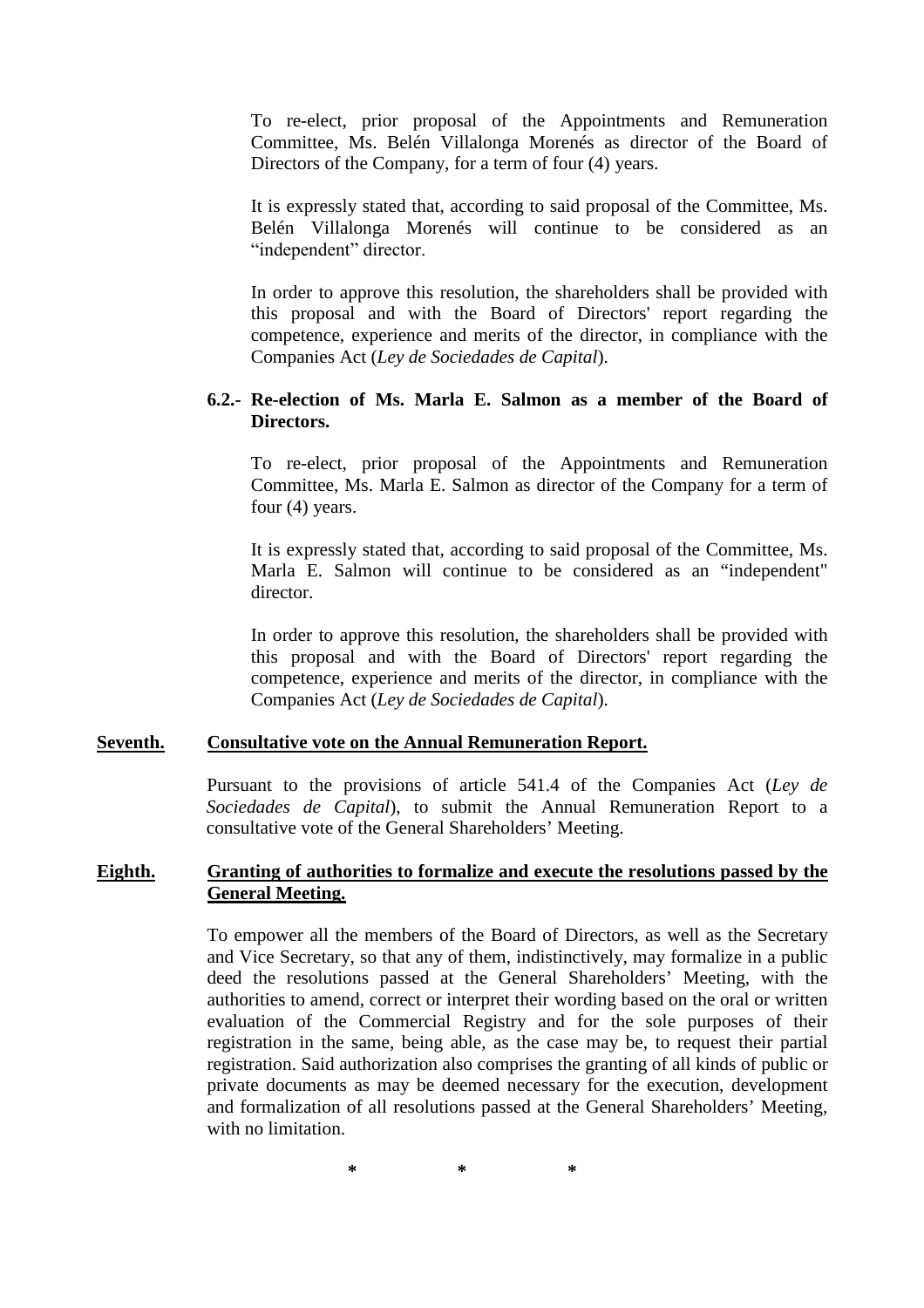To re-elect, prior proposal of the Appointments and Remuneration Committee, Ms. Belén Villalonga Morenés as director of the Board of Directors of the Company, for a term of four (4) years.

It is expressly stated that, according to said proposal of the Committee, Ms. Belén Villalonga Morenés will continue to be considered as an "independent" director.

In order to approve this resolution, the shareholders shall be provided with this proposal and with the Board of Directors' report regarding the competence, experience and merits of the director, in compliance with the Companies Act (*Ley de Sociedades de Capital*).

**6.2.- Re-election of Ms. Marla E. Salmon as a member of the Board of Directors.**

To re-elect, prior proposal of the Appointments and Remuneration Committee, Ms. Marla E. Salmon as director of the Company for a term of four (4) years.

It is expressly stated that, according to said proposal of the Committee, Ms. Marla E. Salmon will continue to be considered as an "independent" director.

In order to approve this resolution, the shareholders shall be provided with this proposal and with the Board of Directors' report regarding the competence, experience and merits of the director, in compliance with the Companies Act (*Ley de Sociedades de Capital*).

**Seventh. Consultative vote on the Annual Remuneration Report.**

Pursuant to the provisions of article 541.4 of the Companies Act (*Ley de Sociedades de Capital*), to submit the Annual Remuneration Report to a consultative vote of the General Shareholders' Meeting.

**Eighth. Granting of authorities to formalize and execute the resolutions passed by the General Meeting.**

To empower all the members of the Board of Directors, as well as the Secretary and Vice Secretary, so that any of them, indistinctively, may formalize in a public deed the resolutions passed at the General Shareholders' Meeting, with the authorities to amend, correct or interpret their wording based on the oral or written evaluation of the Commercial Registry and for the sole purposes of their registration in the same, being able, as the case may be, to request their partial registration. Said authorization also comprises the granting of all kinds of public or private documents as may be deemed necessary for the execution, development and formalization of all resolutions passed at the General Shareholders' Meeting, with no limitation.

\* \* \*